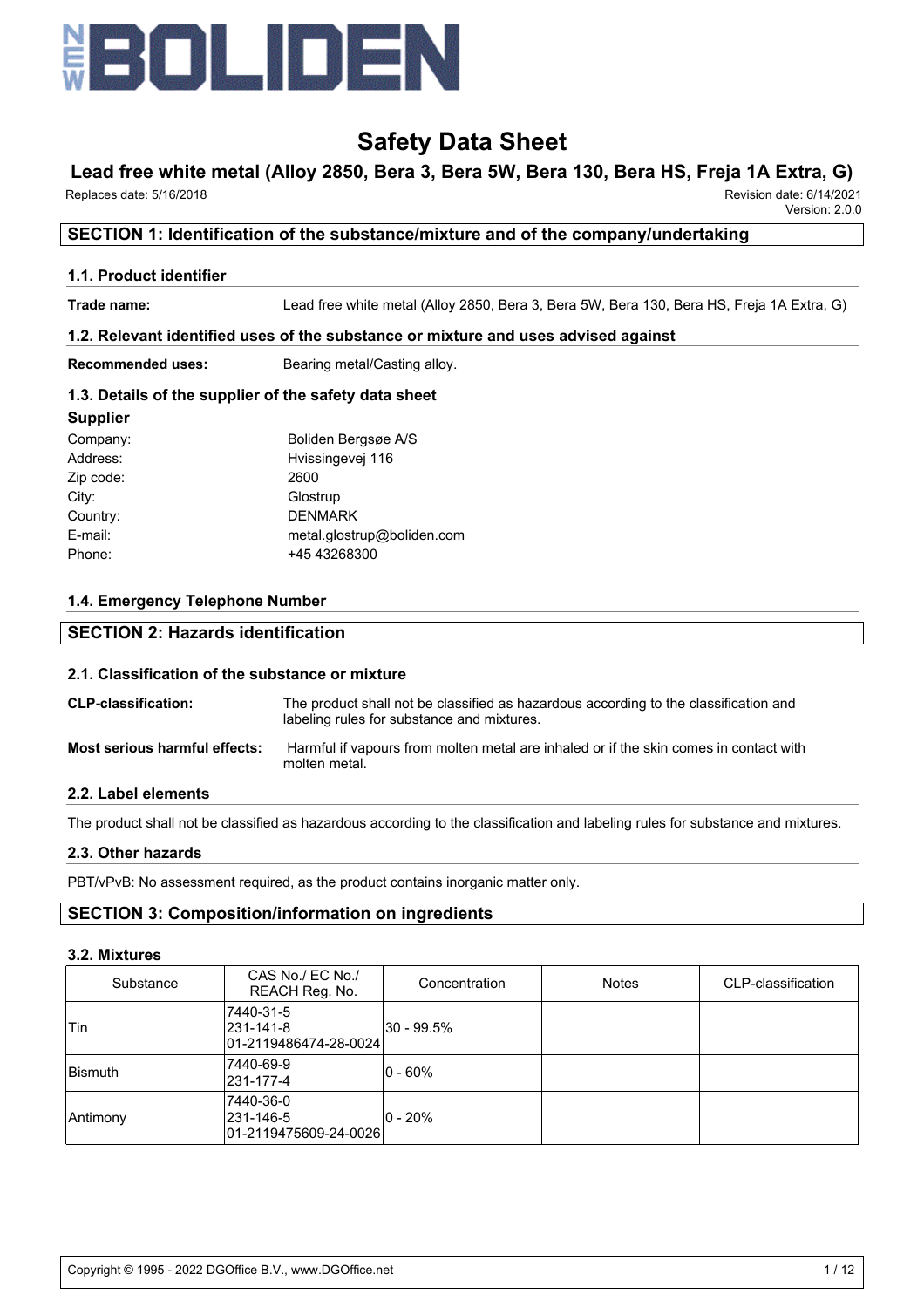# Safety Data Sheet

## Lead free white metal (Alloy 2850, Bera 3, Bera 5W, Bera 130, Bera HS, Freja 1A Extra, G)

Replaces date: 5/16/2018

Revision date: 6/14/2021
Version: 2.0.0

## SECTION 1: Identification of the substance/mixture and of the company/undertaking

### 1.1. Product identifier

**Trade name:** Lead free white metal (Alloy 2850, Bera 3, Bera 5W, Bera 130, Bera HS, Freja 1A Extra, G)

### 1.2. Relevant identified uses of the substance or mixture and uses advised against

**Recommended uses:** Bearing metal/Casting alloy.

### 1.3. Details of the supplier of the safety data sheet

**Supplier**

| | |
|---|---|
| Company: | Boliden Bergsøe A/S |
| Address: | Hvissingevej 116 |
| Zip code: | 2600 |
| City: | Glostrup |
| Country: | DENMARK |
| E-mail: | metal.glostrup@boliden.com |
| Phone: | +45 43268300 |

### 1.4. Emergency Telephone Number

## SECTION 2: Hazards identification

### 2.1. Classification of the substance or mixture

**CLP-classification:** The product shall not be classified as hazardous according to the classification and labeling rules for substance and mixtures.

**Most serious harmful effects:** Harmful if vapours from molten metal are inhaled or if the skin comes in contact with molten metal.

### 2.2. Label elements

The product shall not be classified as hazardous according to the classification and labeling rules for substance and mixtures.

### 2.3. Other hazards

PBT/vPvB: No assessment required, as the product contains inorganic matter only.

## SECTION 3: Composition/information on ingredients

### 3.2. Mixtures

| Substance | CAS No./ EC No./ REACH Reg. No. | Concentration | Notes | CLP-classification |
|---|---|---|---|---|
| Tin | 7440-31-5<br>231-141-8<br>01-2119486474-28-0024 | 30 - 99.5% | | |
| Bismuth | 7440-69-9<br>231-177-4 | 0 - 60% | | |
| Antimony | 7440-36-0<br>231-146-5<br>01-2119475609-24-0026 | 0 - 20% | | |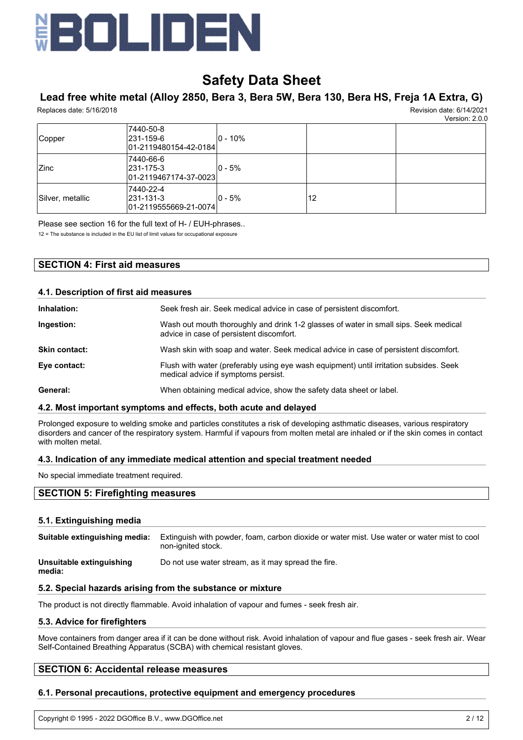| Copper | 7440-50-8<br>231-159-6<br>01-2119480154-42-0184 | 0 - 10% | | |
|---|---|---|---|---|
| Zinc | 7440-66-6<br>231-175-3<br>01-2119467174-37-0023 | 0 - 5% | | |
| Silver, metallic | 7440-22-4<br>231-131-3<br>01-2119555669-21-0074 | 0 - 5% | 12 | |

Please see section 16 for the full text of H- / EUH-phrases..

12 = The substance is included in the EU list of limit values for occupational exposure

## SECTION 4: First aid measures

### 4.1. Description of first aid measures

**Inhalation:** Seek fresh air. Seek medical advice in case of persistent discomfort.

**Ingestion:** Wash out mouth thoroughly and drink 1-2 glasses of water in small sips. Seek medical advice in case of persistent discomfort.

**Skin contact:** Wash skin with soap and water. Seek medical advice in case of persistent discomfort.

**Eye contact:** Flush with water (preferably using eye wash equipment) until irritation subsides. Seek medical advice if symptoms persist.

**General:** When obtaining medical advice, show the safety data sheet or label.

### 4.2. Most important symptoms and effects, both acute and delayed

Prolonged exposure to welding smoke and particles constitutes a risk of developing asthmatic diseases, various respiratory disorders and cancer of the respiratory system. Harmful if vapours from molten metal are inhaled or if the skin comes in contact with molten metal.

### 4.3. Indication of any immediate medical attention and special treatment needed

No special immediate treatment required.

## SECTION 5: Firefighting measures

### 5.1. Extinguishing media

**Suitable extinguishing media:** Extinguish with powder, foam, carbon dioxide or water mist. Use water or water mist to cool non-ignited stock.

**Unsuitable extinguishing media:** Do not use water stream, as it may spread the fire.

### 5.2. Special hazards arising from the substance or mixture

The product is not directly flammable. Avoid inhalation of vapour and fumes - seek fresh air.

### 5.3. Advice for firefighters

Move containers from danger area if it can be done without risk. Avoid inhalation of vapour and flue gases - seek fresh air. Wear Self-Contained Breathing Apparatus (SCBA) with chemical resistant gloves.

## SECTION 6: Accidental release measures

### 6.1. Personal precautions, protective equipment and emergency procedures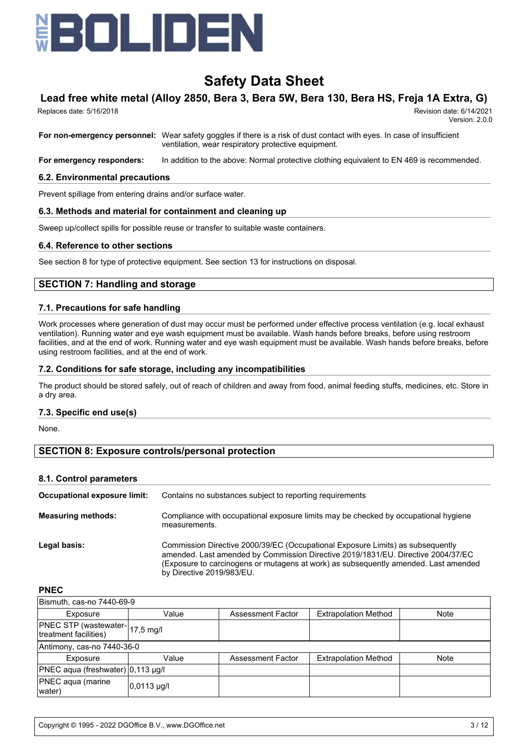**For non-emergency personnel:** Wear safety goggles if there is a risk of dust contact with eyes. In case of insufficient ventilation, wear respiratory protective equipment.

**For emergency responders:** In addition to the above: Normal protective clothing equivalent to EN 469 is recommended.

### 6.2. Environmental precautions

Prevent spillage from entering drains and/or surface water.

### 6.3. Methods and material for containment and cleaning up

Sweep up/collect spills for possible reuse or transfer to suitable waste containers.

### 6.4. Reference to other sections

See section 8 for type of protective equipment. See section 13 for instructions on disposal.

## SECTION 7: Handling and storage

### 7.1. Precautions for safe handling

Work processes where generation of dust may occur must be performed under effective process ventilation (e.g. local exhaust ventilation). Running water and eye wash equipment must be available. Wash hands before breaks, before using restroom facilities, and at the end of work. Running water and eye wash equipment must be available. Wash hands before breaks, before using restroom facilities, and at the end of work.

### 7.2. Conditions for safe storage, including any incompatibilities

The product should be stored safely, out of reach of children and away from food, animal feeding stuffs, medicines, etc. Store in a dry area.

### 7.3. Specific end use(s)

None.

## SECTION 8: Exposure controls/personal protection

### 8.1. Control parameters

**Occupational exposure limit:** Contains no substances subject to reporting requirements

**Measuring methods:** Compliance with occupational exposure limits may be checked by occupational hygiene measurements.

**Legal basis:** Commission Directive 2000/39/EC (Occupational Exposure Limits) as subsequently amended. Last amended by Commission Directive 2019/1831/EU. Directive 2004/37/EC (Exposure to carcinogens or mutagens at work) as subsequently amended. Last amended by Directive 2019/983/EU.

**PNEC**

| Bismuth, cas-no 7440-69-9 | | | | |
|---|---|---|---|---|
| Exposure | Value | Assessment Factor | Extrapolation Method | Note |
| PNEC STP (wastewater-treatment facilities) | 17,5 mg/l | | | |
| **Antimony, cas-no 7440-36-0** | | | | |
| Exposure | Value | Assessment Factor | Extrapolation Method | Note |
| PNEC aqua (freshwater) | 0,113 µg/l | | | |
| PNEC aqua (marine water) | 0,0113 µg/l | | | |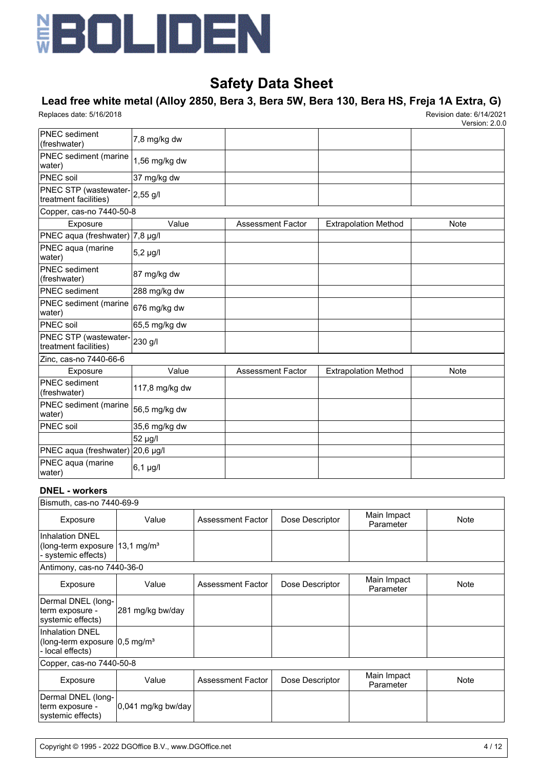| | | | | |
|---|---|---|---|---|
| PNEC sediment (freshwater) | 7,8 mg/kg dw | | | |
| PNEC sediment (marine water) | 1,56 mg/kg dw | | | |
| PNEC soil | 37 mg/kg dw | | | |
| PNEC STP (wastewater-treatment facilities) | 2,55 g/l | | | |

Copper, cas-no 7440-50-8

| Exposure | Value | Assessment Factor | Extrapolation Method | Note |
|---|---|---|---|---|
| PNEC aqua (freshwater) | 7,8 µg/l | | | |
| PNEC aqua (marine water) | 5,2 µg/l | | | |
| PNEC sediment (freshwater) | 87 mg/kg dw | | | |
| PNEC sediment | 288 mg/kg dw | | | |
| PNEC sediment (marine water) | 676 mg/kg dw | | | |
| PNEC soil | 65,5 mg/kg dw | | | |
| PNEC STP (wastewater-treatment facilities) | 230 g/l | | | |

Zinc, cas-no 7440-66-6

| Exposure | Value | Assessment Factor | Extrapolation Method | Note |
|---|---|---|---|---|
| PNEC sediment (freshwater) | 117,8 mg/kg dw | | | |
| PNEC sediment (marine water) | 56,5 mg/kg dw | | | |
| PNEC soil | 35,6 mg/kg dw | | | |
| | 52 µg/l | | | |
| PNEC aqua (freshwater) | 20,6 µg/l | | | |
| PNEC aqua (marine water) | 6,1 µg/l | | | |

### DNEL - workers

Bismuth, cas-no 7440-69-9

| Exposure | Value | Assessment Factor | Dose Descriptor | Main Impact Parameter | Note |
|---|---|---|---|---|---|
| Inhalation DNEL (long-term exposure - systemic effects) | 13,1 mg/m³ | | | | |

Antimony, cas-no 7440-36-0

| Exposure | Value | Assessment Factor | Dose Descriptor | Main Impact Parameter | Note |
|---|---|---|---|---|---|
| Dermal DNEL (long-term exposure - systemic effects) | 281 mg/kg bw/day | | | | |
| Inhalation DNEL (long-term exposure - local effects) | 0,5 mg/m³ | | | | |

Copper, cas-no 7440-50-8

| Exposure | Value | Assessment Factor | Dose Descriptor | Main Impact Parameter | Note |
|---|---|---|---|---|---|
| Dermal DNEL (long-term exposure - systemic effects) | 0,041 mg/kg bw/day | | | | |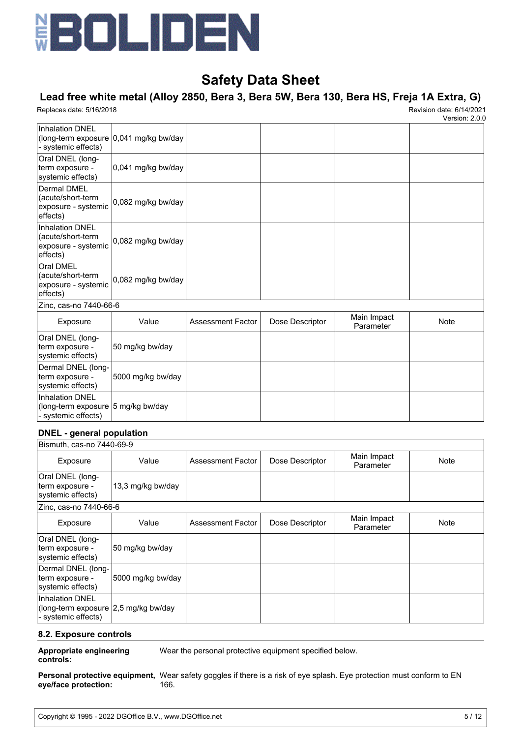| Inhalation DNEL (long-term exposure - systemic effects) | 0,041 mg/kg bw/day | | | | |
|---|---|---|---|---|---|
| Oral DNEL (long-term exposure - systemic effects) | 0,041 mg/kg bw/day | | | | |
| Dermal DMEL (acute/short-term exposure - systemic effects) | 0,082 mg/kg bw/day | | | | |
| Inhalation DNEL (acute/short-term exposure - systemic effects) | 0,082 mg/kg bw/day | | | | |
| Oral DMEL (acute/short-term exposure - systemic effects) | 0,082 mg/kg bw/day | | | | |

Zinc, cas-no 7440-66-6

| Exposure | Value | Assessment Factor | Dose Descriptor | Main Impact Parameter | Note |
|---|---|---|---|---|---|
| Oral DNEL (long-term exposure - systemic effects) | 50 mg/kg bw/day | | | | |
| Dermal DNEL (long-term exposure - systemic effects) | 5000 mg/kg bw/day | | | | |
| Inhalation DNEL (long-term exposure - systemic effects) | 5 mg/kg bw/day | | | | |

**DNEL - general population**

Bismuth, cas-no 7440-69-9

| Exposure | Value | Assessment Factor | Dose Descriptor | Main Impact Parameter | Note |
|---|---|---|---|---|---|
| Oral DNEL (long-term exposure - systemic effects) | 13,3 mg/kg bw/day | | | | |

Zinc, cas-no 7440-66-6

| Exposure | Value | Assessment Factor | Dose Descriptor | Main Impact Parameter | Note |
|---|---|---|---|---|---|
| Oral DNEL (long-term exposure - systemic effects) | 50 mg/kg bw/day | | | | |
| Dermal DNEL (long-term exposure - systemic effects) | 5000 mg/kg bw/day | | | | |
| Inhalation DNEL (long-term exposure - systemic effects) | 2,5 mg/kg bw/day | | | | |

### 8.2. Exposure controls

**Appropriate engineering controls:** Wear the personal protective equipment specified below.

**Personal protective equipment, eye/face protection:** Wear safety goggles if there is a risk of eye splash. Eye protection must conform to EN 166.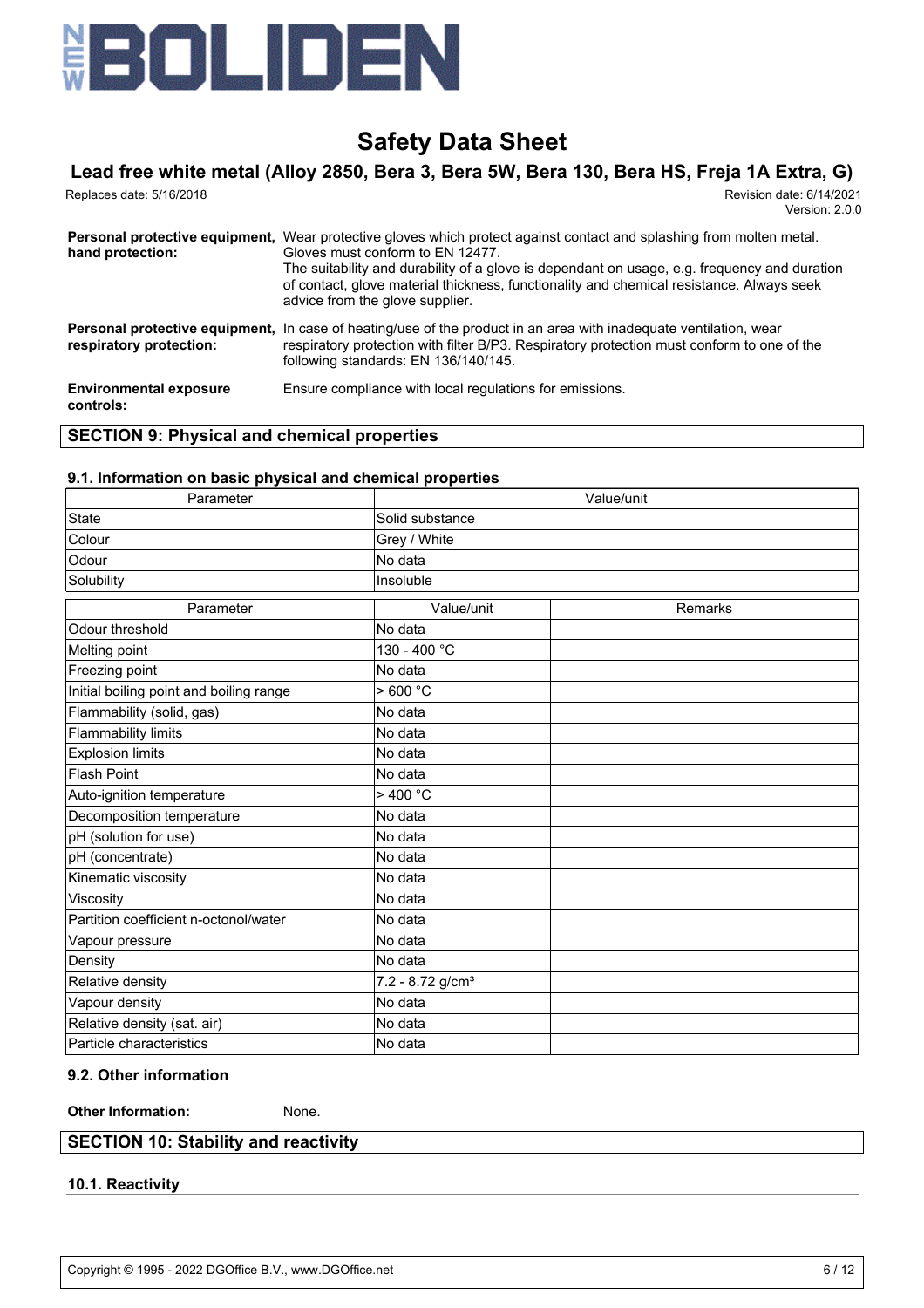**Personal protective equipment, hand protection:** Wear protective gloves which protect against contact and splashing from molten metal. Gloves must conform to EN 12477.
The suitability and durability of a glove is dependant on usage, e.g. frequency and duration of contact, glove material thickness, functionality and chemical resistance. Always seek advice from the glove supplier.

**Personal protective equipment, respiratory protection:** In case of heating/use of the product in an area with inadequate ventilation, wear respiratory protection with filter B/P3. Respiratory protection must conform to one of the following standards: EN 136/140/145.

**Environmental exposure controls:** Ensure compliance with local regulations for emissions.

## SECTION 9: Physical and chemical properties

### 9.1. Information on basic physical and chemical properties

| Parameter | Value/unit |
|---|---|
| State | Solid substance |
| Colour | Grey / White |
| Odour | No data |
| Solubility | Insoluble |

| Parameter | Value/unit | Remarks |
|---|---|---|
| Odour threshold | No data | |
| Melting point | 130 - 400 °C | |
| Freezing point | No data | |
| Initial boiling point and boiling range | > 600 °C | |
| Flammability (solid, gas) | No data | |
| Flammability limits | No data | |
| Explosion limits | No data | |
| Flash Point | No data | |
| Auto-ignition temperature | > 400 °C | |
| Decomposition temperature | No data | |
| pH (solution for use) | No data | |
| pH (concentrate) | No data | |
| Kinematic viscosity | No data | |
| Viscosity | No data | |
| Partition coefficient n-octonol/water | No data | |
| Vapour pressure | No data | |
| Density | No data | |
| Relative density | 7.2 - 8.72 g/cm³ | |
| Vapour density | No data | |
| Relative density (sat. air) | No data | |
| Particle characteristics | No data | |

### 9.2. Other information

**Other Information:** None.

## SECTION 10: Stability and reactivity

### 10.1. Reactivity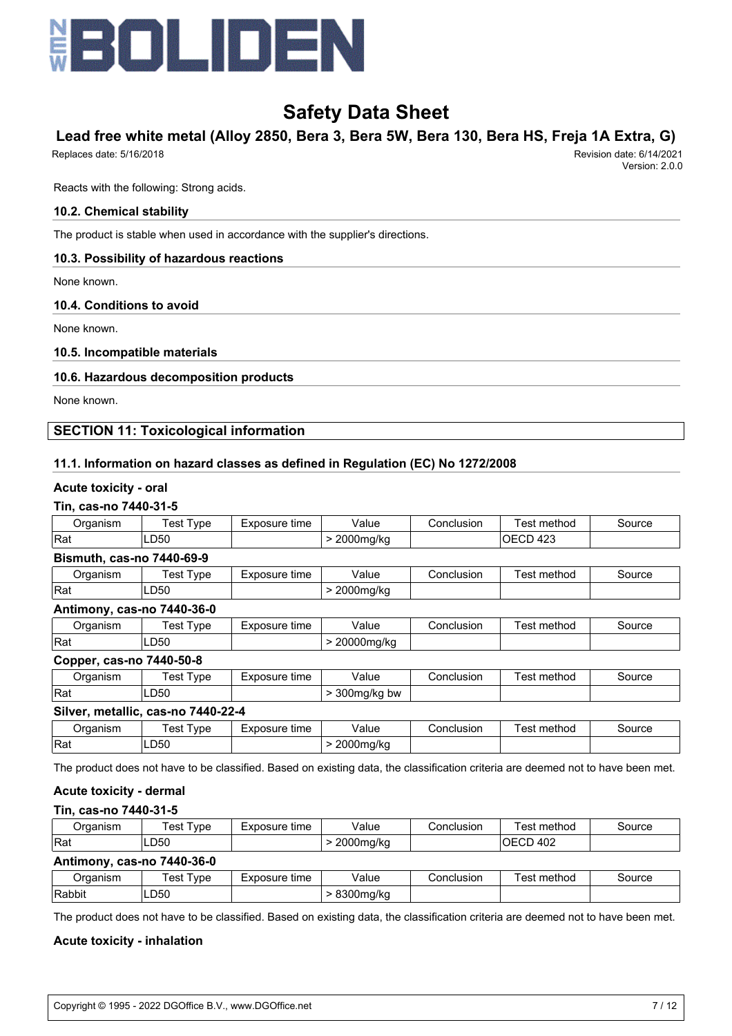Reacts with the following: Strong acids.

### 10.2. Chemical stability

The product is stable when used in accordance with the supplier's directions.

### 10.3. Possibility of hazardous reactions

None known.

### 10.4. Conditions to avoid

None known.

### 10.5. Incompatible materials

### 10.6. Hazardous decomposition products

None known.

## SECTION 11: Toxicological information

### 11.1. Information on hazard classes as defined in Regulation (EC) No 1272/2008

**Acute toxicity - oral**

**Tin, cas-no 7440-31-5**

| Organism | Test Type | Exposure time | Value | Conclusion | Test method | Source |
|---|---|---|---|---|---|---|
| Rat | LD50 | | > 2000mg/kg | | OECD 423 | |

**Bismuth, cas-no 7440-69-9**

| Organism | Test Type | Exposure time | Value | Conclusion | Test method | Source |
|---|---|---|---|---|---|---|
| Rat | LD50 | | > 2000mg/kg | | | |

**Antimony, cas-no 7440-36-0**

| Organism | Test Type | Exposure time | Value | Conclusion | Test method | Source |
|---|---|---|---|---|---|---|
| Rat | LD50 | | > 20000mg/kg | | | |

**Copper, cas-no 7440-50-8**

| Organism | Test Type | Exposure time | Value | Conclusion | Test method | Source |
|---|---|---|---|---|---|---|
| Rat | LD50 | | > 300mg/kg bw | | | |

**Silver, metallic, cas-no 7440-22-4**

| Organism | Test Type | Exposure time | Value | Conclusion | Test method | Source |
|---|---|---|---|---|---|---|
| Rat | LD50 | | > 2000mg/kg | | | |

The product does not have to be classified. Based on existing data, the classification criteria are deemed not to have been met.

**Acute toxicity - dermal**

**Tin, cas-no 7440-31-5**

| Organism | Test Type | Exposure time | Value | Conclusion | Test method | Source |
|---|---|---|---|---|---|---|
| Rat | LD50 | | > 2000mg/kg | | OECD 402 | |

**Antimony, cas-no 7440-36-0**

| Organism | Test Type | Exposure time | Value | Conclusion | Test method | Source |
|---|---|---|---|---|---|---|
| Rabbit | LD50 | | > 8300mg/kg | | | |

The product does not have to be classified. Based on existing data, the classification criteria are deemed not to have been met.

**Acute toxicity - inhalation**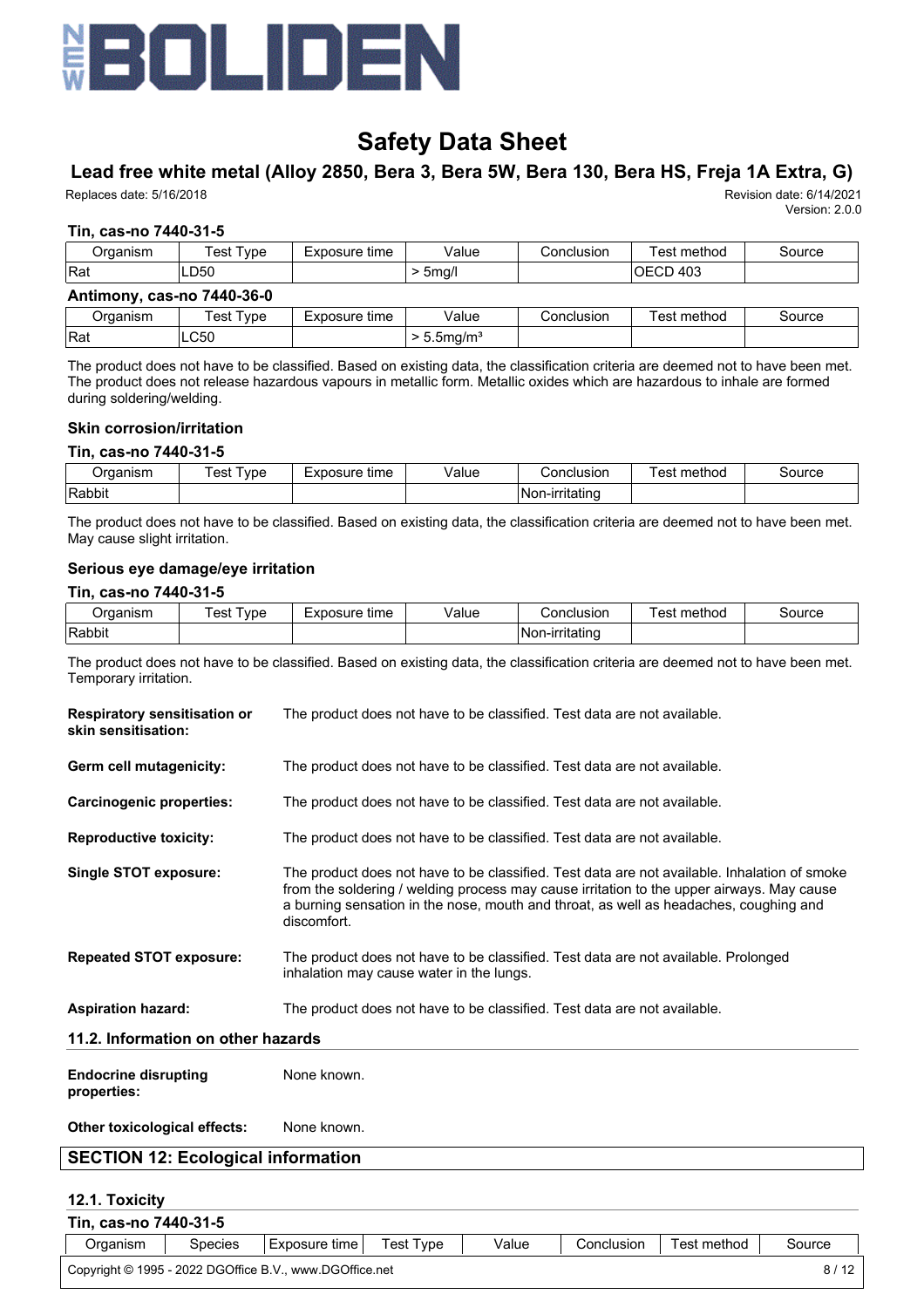#### Tin, cas-no 7440-31-5

| Organism | Test Type | Exposure time | Value | Conclusion | Test method | Source |
|---|---|---|---|---|---|---|
| Rat | LD50 | | > 5mg/l | | OECD 403 | |

#### Antimony, cas-no 7440-36-0

| Organism | Test Type | Exposure time | Value | Conclusion | Test method | Source |
|---|---|---|---|---|---|---|
| Rat | LC50 | | > 5.5mg/m³ | | | |

The product does not have to be classified. Based on existing data, the classification criteria are deemed not to have been met. The product does not release hazardous vapours in metallic form. Metallic oxides which are hazardous to inhale are formed during soldering/welding.

### Skin corrosion/irritation

#### Tin, cas-no 7440-31-5

| Organism | Test Type | Exposure time | Value | Conclusion | Test method | Source |
|---|---|---|---|---|---|---|
| Rabbit | | | | Non-irritating | | |

The product does not have to be classified. Based on existing data, the classification criteria are deemed not to have been met. May cause slight irritation.

### Serious eye damage/eye irritation

#### Tin, cas-no 7440-31-5

| Organism | Test Type | Exposure time | Value | Conclusion | Test method | Source |
|---|---|---|---|---|---|---|
| Rabbit | | | | Non-irritating | | |

The product does not have to be classified. Based on existing data, the classification criteria are deemed not to have been met. Temporary irritation.

**Respiratory sensitisation or skin sensitisation:** The product does not have to be classified. Test data are not available.

**Germ cell mutagenicity:** The product does not have to be classified. Test data are not available.

**Carcinogenic properties:** The product does not have to be classified. Test data are not available.

**Reproductive toxicity:** The product does not have to be classified. Test data are not available.

**Single STOT exposure:** The product does not have to be classified. Test data are not available. Inhalation of smoke from the soldering / welding process may cause irritation to the upper airways. May cause a burning sensation in the nose, mouth and throat, as well as headaches, coughing and discomfort.

**Repeated STOT exposure:** The product does not have to be classified. Test data are not available. Prolonged inhalation may cause water in the lungs.

**Aspiration hazard:** The product does not have to be classified. Test data are not available.

### 11.2. Information on other hazards

**Endocrine disrupting properties:** None known.

**Other toxicological effects:** None known.

## SECTION 12: Ecological information

### 12.1. Toxicity

#### Tin, cas-no 7440-31-5

| Organism | Species | Exposure time | Test Type | Value | Conclusion | Test method | Source |
|---|---|---|---|---|---|---|---|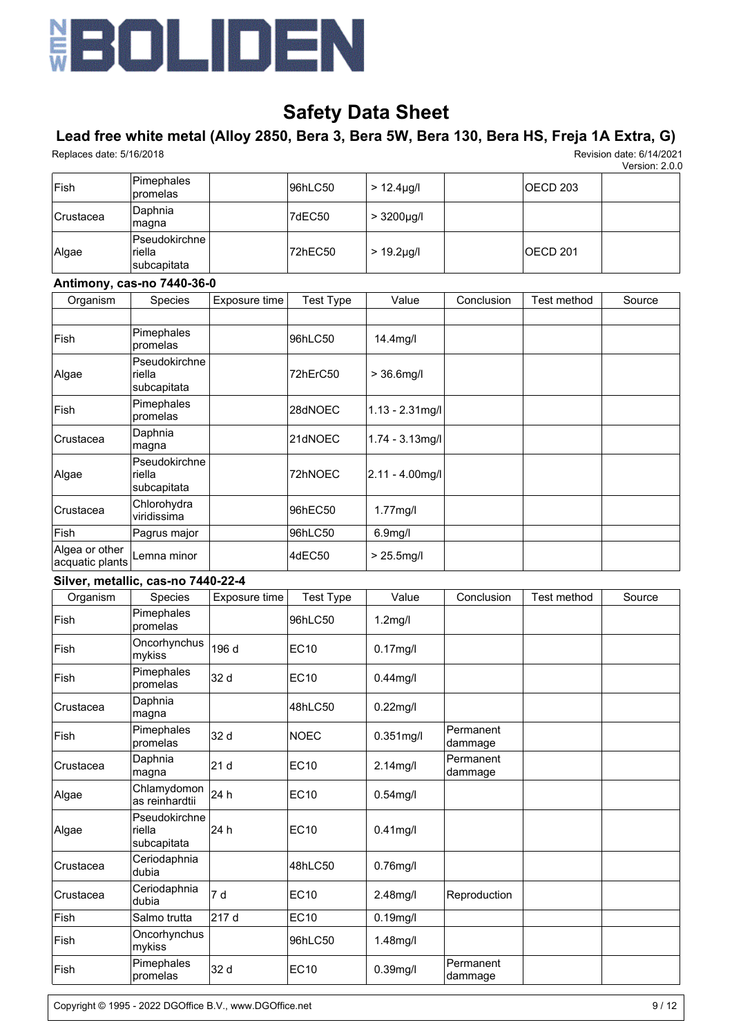| | | | | | | | |
|---|---|---|---|---|---|---|---|
| Fish | Pimephales promelas | | 96hLC50 | > 12.4µg/l | | OECD 203 | |
| Crustacea | Daphnia magna | | 7dEC50 | > 3200µg/l | | | |
| Algae | Pseudokirchneriella subcapitata | | 72hEC50 | > 19.2µg/l | | OECD 201 | |

**Antimony, cas-no 7440-36-0**

| Organism | Species | Exposure time | Test Type | Value | Conclusion | Test method | Source |
|---|---|---|---|---|---|---|---|
| | | | | | | | |
| Fish | Pimephales promelas | | 96hLC50 | 14.4mg/l | | | |
| Algae | Pseudokirchneriella subcapitata | | 72hErC50 | > 36.6mg/l | | | |
| Fish | Pimephales promelas | | 28dNOEC | 1.13 - 2.31mg/l | | | |
| Crustacea | Daphnia magna | | 21dNOEC | 1.74 - 3.13mg/l | | | |
| Algae | Pseudokirchneriella subcapitata | | 72hNOEC | 2.11 - 4.00mg/l | | | |
| Crustacea | Chlorohydra viridissima | | 96hEC50 | 1.77mg/l | | | |
| Fish | Pagrus major | | 96hLC50 | 6.9mg/l | | | |
| Algea or other acquatic plants | Lemna minor | | 4dEC50 | > 25.5mg/l | | | |

**Silver, metallic, cas-no 7440-22-4**

| Organism | Species | Exposure time | Test Type | Value | Conclusion | Test method | Source |
|---|---|---|---|---|---|---|---|
| Fish | Pimephales promelas | | 96hLC50 | 1.2mg/l | | | |
| Fish | Oncorhynchus mykiss | 196 d | EC10 | 0.17mg/l | | | |
| Fish | Pimephales promelas | 32 d | EC10 | 0.44mg/l | | | |
| Crustacea | Daphnia magna | | 48hLC50 | 0.22mg/l | | | |
| Fish | Pimephales promelas | 32 d | NOEC | 0.351mg/l | Permanent dammage | | |
| Crustacea | Daphnia magna | 21 d | EC10 | 2.14mg/l | Permanent dammage | | |
| Algae | Chlamydomonas reinhardtii | 24 h | EC10 | 0.54mg/l | | | |
| Algae | Pseudokirchneriella subcapitata | 24 h | EC10 | 0.41mg/l | | | |
| Crustacea | Ceriodaphnia dubia | | 48hLC50 | 0.76mg/l | | | |
| Crustacea | Ceriodaphnia dubia | 7 d | EC10 | 2.48mg/l | Reproduction | | |
| Fish | Salmo trutta | 217 d | EC10 | 0.19mg/l | | | |
| Fish | Oncorhynchus mykiss | | 96hLC50 | 1.48mg/l | | | |
| Fish | Pimephales promelas | 32 d | EC10 | 0.39mg/l | Permanent dammage | | |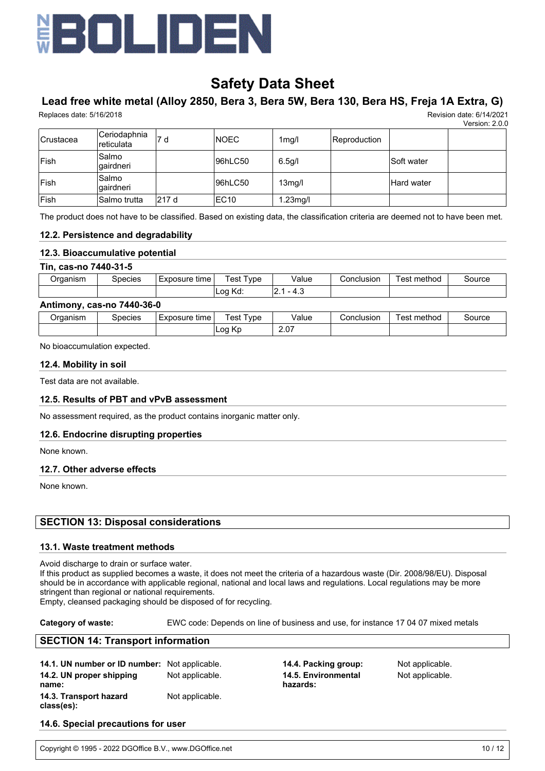| Crustacea | Ceriodaphnia reticulata | 7 d | NOEC | 1mg/l | Reproduction | | |
|---|---|---|---|---|---|---|---|
| Fish | Salmo gairdneri | | 96hLC50 | 6.5g/l | | Soft water | |
| Fish | Salmo gairdneri | | 96hLC50 | 13mg/l | | Hard water | |
| Fish | Salmo trutta | 217 d | EC10 | 1.23mg/l | | | |

The product does not have to be classified. Based on existing data, the classification criteria are deemed not to have been met.

### 12.2. Persistence and degradability

### 12.3. Bioaccumulative potential

**Tin, cas-no 7440-31-5**

| Organism | Species | Exposure time | Test Type | Value | Conclusion | Test method | Source |
|---|---|---|---|---|---|---|---|
| | | | Log Kd: | 2.1 - 4.3 | | | |

**Antimony, cas-no 7440-36-0**

| Organism | Species | Exposure time | Test Type | Value | Conclusion | Test method | Source |
|---|---|---|---|---|---|---|---|
| | | | Log Kp | 2.07 | | | |

No bioaccumulation expected.

### 12.4. Mobility in soil

Test data are not available.

### 12.5. Results of PBT and vPvB assessment

No assessment required, as the product contains inorganic matter only.

### 12.6. Endocrine disrupting properties

None known.

### 12.7. Other adverse effects

None known.

## SECTION 13: Disposal considerations

### 13.1. Waste treatment methods

Avoid discharge to drain or surface water.
If this product as supplied becomes a waste, it does not meet the criteria of a hazardous waste (Dir. 2008/98/EU). Disposal should be in accordance with applicable regional, national and local laws and regulations. Local regulations may be more stringent than regional or national requirements.
Empty, cleansed packaging should be disposed of for recycling.

**Category of waste:** EWC code: Depends on line of business and use, for instance 17 04 07 mixed metals

## SECTION 14: Transport information

**14.1. UN number or ID number:** Not applicable.

**14.2. UN proper shipping name:** Not applicable.

**14.3. Transport hazard class(es):** Not applicable.

**14.4. Packing group:** Not applicable.

**14.5. Environmental hazards:** Not applicable.

### 14.6. Special precautions for user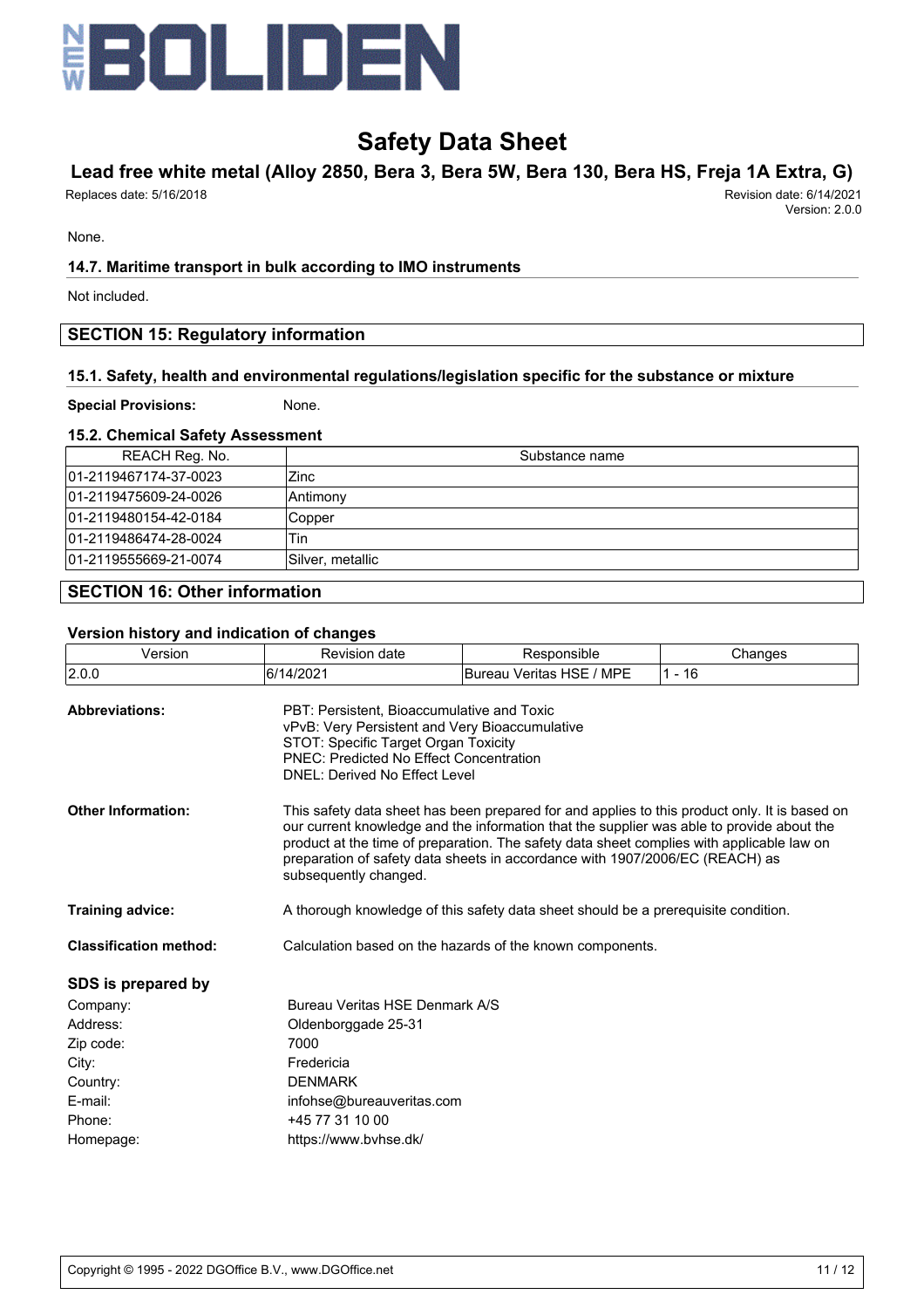None.

### 14.7. Maritime transport in bulk according to IMO instruments

Not included.

## SECTION 15: Regulatory information

### 15.1. Safety, health and environmental regulations/legislation specific for the substance or mixture

**Special Provisions:** None.

### 15.2. Chemical Safety Assessment

| REACH Reg. No. | Substance name |
|---|---|
| 01-2119467174-37-0023 | Zinc |
| 01-2119475609-24-0026 | Antimony |
| 01-2119480154-42-0184 | Copper |
| 01-2119486474-28-0024 | Tin |
| 01-2119555669-21-0074 | Silver, metallic |

## SECTION 16: Other information

### Version history and indication of changes

| Version | Revision date | Responsible | Changes |
|---|---|---|---|
| 2.0.0 | 6/14/2021 | Bureau Veritas HSE / MPE | 1 - 16 |

**Abbreviations:**
PBT: Persistent, Bioaccumulative and Toxic
vPvB: Very Persistent and Very Bioaccumulative
STOT: Specific Target Organ Toxicity
PNEC: Predicted No Effect Concentration
DNEL: Derived No Effect Level

**Other Information:** This safety data sheet has been prepared for and applies to this product only. It is based on our current knowledge and the information that the supplier was able to provide about the product at the time of preparation. The safety data sheet complies with applicable law on preparation of safety data sheets in accordance with 1907/2006/EC (REACH) as subsequently changed.

**Training advice:** A thorough knowledge of this safety data sheet should be a prerequisite condition.

**Classification method:** Calculation based on the hazards of the known components.

### SDS is prepared by

Company: Bureau Veritas HSE Denmark A/S
Address: Oldenborggade 25-31
Zip code: 7000
City: Fredericia
Country: DENMARK
E-mail: infohse@bureauveritas.com
Phone: +45 77 31 10 00
Homepage: https://www.bvhse.dk/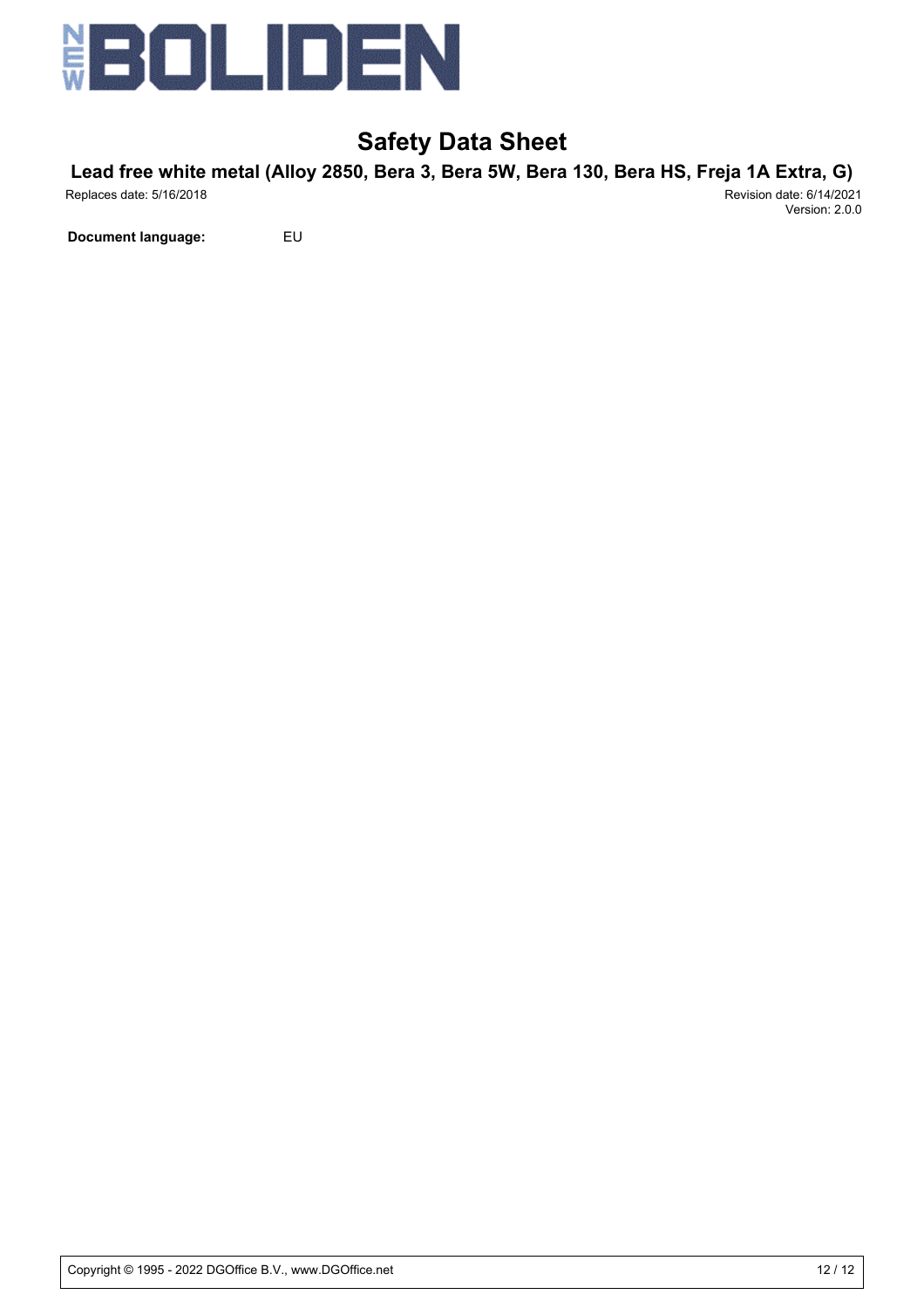**Document language:** EU